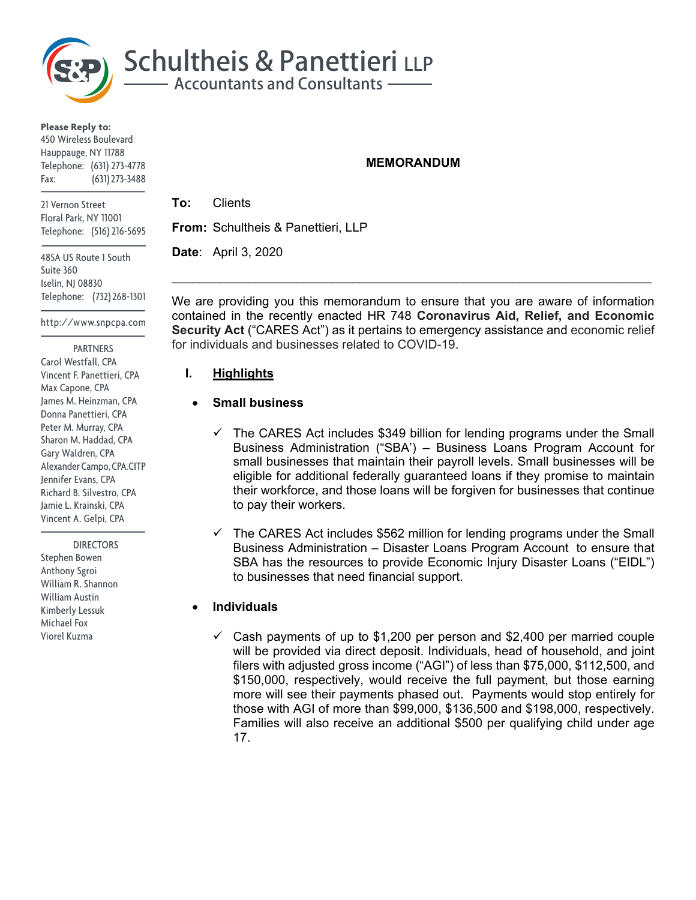# Schultheis & Panettieri LLP

## Accountants and Consultants

**Please Reply to:**
450 Wireless Boulevard
Hauppauge, NY 11788
Telephone: (631) 273-4778
Fax: (631) 273-3488

21 Vernon Street
Floral Park, NY 11001
Telephone: (516) 216-5695

485A US Route 1 South
Suite 360
Iselin, NJ 08830
Telephone: (732) 268-1301

http://www.snpcpa.com

PARTNERS
Carol Westfall, CPA
Vincent F. Panettieri, CPA
Max Capone, CPA
James M. Heinzman, CPA
Donna Panettieri, CPA
Peter M. Murray, CPA
Sharon M. Haddad, CPA
Gary Waldren, CPA
Alexander Campo, CPA.CITP
Jennifer Evans, CPA
Richard B. Silvestro, CPA
Jamie L. Krainski, CPA
Vincent A. Gelpi, CPA

DIRECTORS
Stephen Bowen
Anthony Sgroi
William R. Shannon
William Austin
Kimberly Lessuk
Michael Fox
Viorel Kuzma

**MEMORANDUM**

**To:** Clients

**From:** Schultheis & Panettieri, LLP

**Date**: April 3, 2020

---

We are providing you this memorandum to ensure that you are aware of information contained in the recently enacted HR 748 **Coronavirus Aid, Relief, and Economic Security Act** ("CARES Act") as it pertains to emergency assistance and economic relief for individuals and businesses related to COVID-19.

## I. Highlights

- **Small business**

  ✓ The CARES Act includes $349 billion for lending programs under the Small Business Administration ("SBA') – Business Loans Program Account for small businesses that maintain their payroll levels. Small businesses will be eligible for additional federally guaranteed loans if they promise to maintain their workforce, and those loans will be forgiven for businesses that continue to pay their workers.

  ✓ The CARES Act includes $562 million for lending programs under the Small Business Administration – Disaster Loans Program Account to ensure that SBA has the resources to provide Economic Injury Disaster Loans ("EIDL") to businesses that need financial support.

- **Individuals**

  ✓ Cash payments of up to $1,200 per person and $2,400 per married couple will be provided via direct deposit. Individuals, head of household, and joint filers with adjusted gross income ("AGI") of less than $75,000, $112,500, and $150,000, respectively, would receive the full payment, but those earning more will see their payments phased out. Payments would stop entirely for those with AGI of more than $99,000, $136,500 and $198,000, respectively. Families will also receive an additional $500 per qualifying child under age 17.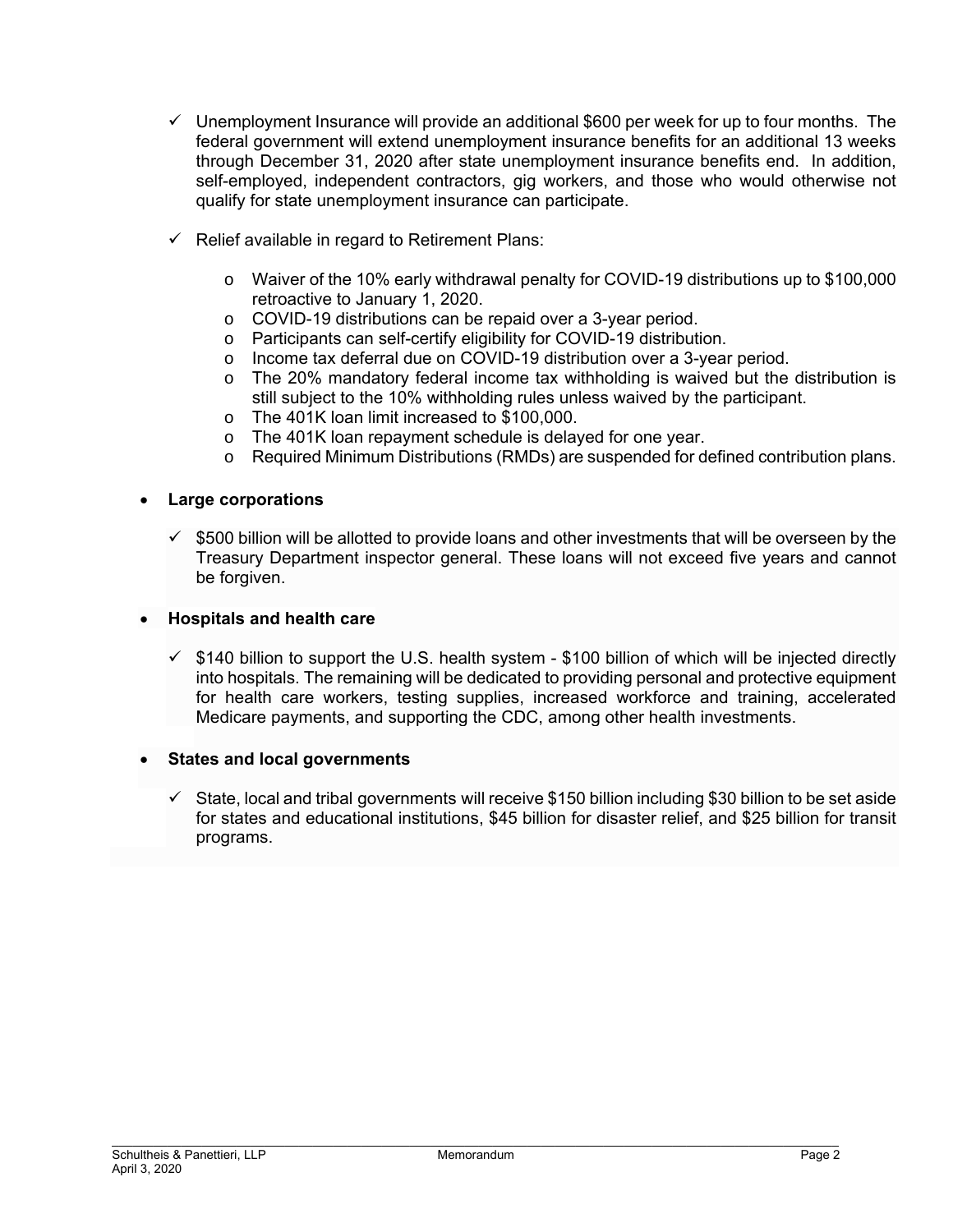- ✓ Unemployment Insurance will provide an additional $600 per week for up to four months. The federal government will extend unemployment insurance benefits for an additional 13 weeks through December 31, 2020 after state unemployment insurance benefits end. In addition, self-employed, independent contractors, gig workers, and those who would otherwise not qualify for state unemployment insurance can participate.

- ✓ Relief available in regard to Retirement Plans:

  - Waiver of the 10% early withdrawal penalty for COVID-19 distributions up to $100,000 retroactive to January 1, 2020.
  - COVID-19 distributions can be repaid over a 3-year period.
  - Participants can self-certify eligibility for COVID-19 distribution.
  - Income tax deferral due on COVID-19 distribution over a 3-year period.
  - The 20% mandatory federal income tax withholding is waived but the distribution is still subject to the 10% withholding rules unless waived by the participant.
  - The 401K loan limit increased to $100,000.
  - The 401K loan repayment schedule is delayed for one year.
  - Required Minimum Distributions (RMDs) are suspended for defined contribution plans.

- **Large corporations**

  - ✓ $500 billion will be allotted to provide loans and other investments that will be overseen by the Treasury Department inspector general. These loans will not exceed five years and cannot be forgiven.

- **Hospitals and health care**

  - ✓ $140 billion to support the U.S. health system - $100 billion of which will be injected directly into hospitals. The remaining will be dedicated to providing personal and protective equipment for health care workers, testing supplies, increased workforce and training, accelerated Medicare payments, and supporting the CDC, among other health investments.

- **States and local governments**

  - ✓ State, local and tribal governments will receive $150 billion including $30 billion to be set aside for states and educational institutions, $45 billion for disaster relief, and $25 billion for transit programs.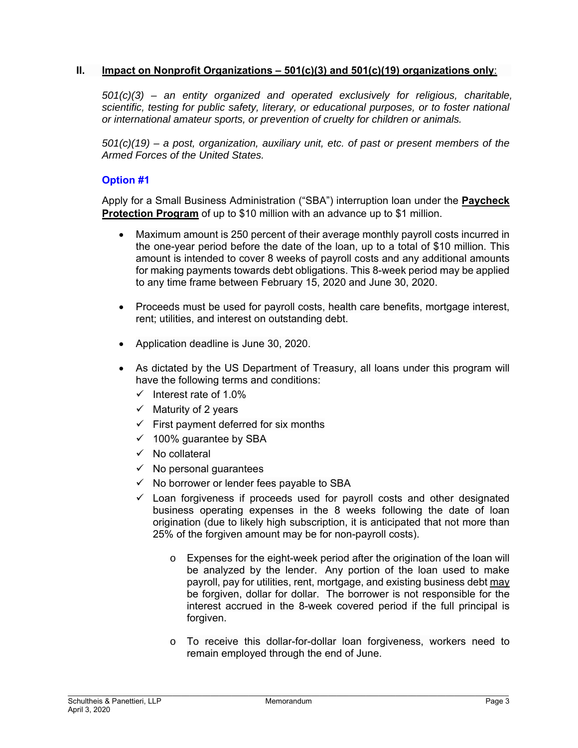## II. Impact on Nonprofit Organizations – 501(c)(3) and 501(c)(19) organizations only:

*501(c)(3) – an entity organized and operated exclusively for religious, charitable, scientific, testing for public safety, literary, or educational purposes, or to foster national or international amateur sports, or prevention of cruelty for children or animals.*

*501(c)(19) – a post, organization, auxiliary unit, etc. of past or present members of the Armed Forces of the United States.*

### Option #1

Apply for a Small Business Administration ("SBA") interruption loan under the **Paycheck Protection Program** of up to $10 million with an advance up to $1 million.

- Maximum amount is 250 percent of their average monthly payroll costs incurred in the one-year period before the date of the loan, up to a total of $10 million. This amount is intended to cover 8 weeks of payroll costs and any additional amounts for making payments towards debt obligations. This 8-week period may be applied to any time frame between February 15, 2020 and June 30, 2020.

- Proceeds must be used for payroll costs, health care benefits, mortgage interest, rent; utilities, and interest on outstanding debt.

- Application deadline is June 30, 2020.

- As dictated by the US Department of Treasury, all loans under this program will have the following terms and conditions:
  - ✓ Interest rate of 1.0%
  - ✓ Maturity of 2 years
  - ✓ First payment deferred for six months
  - ✓ 100% guarantee by SBA
  - ✓ No collateral
  - ✓ No personal guarantees
  - ✓ No borrower or lender fees payable to SBA
  - ✓ Loan forgiveness if proceeds used for payroll costs and other designated business operating expenses in the 8 weeks following the date of loan origination (due to likely high subscription, it is anticipated that not more than 25% of the forgiven amount may be for non-payroll costs).
    - Expenses for the eight-week period after the origination of the loan will be analyzed by the lender. Any portion of the loan used to make payroll, pay for utilities, rent, mortgage, and existing business debt <u>may</u> be forgiven, dollar for dollar. The borrower is not responsible for the interest accrued in the 8-week covered period if the full principal is forgiven.
    - To receive this dollar-for-dollar loan forgiveness, workers need to remain employed through the end of June.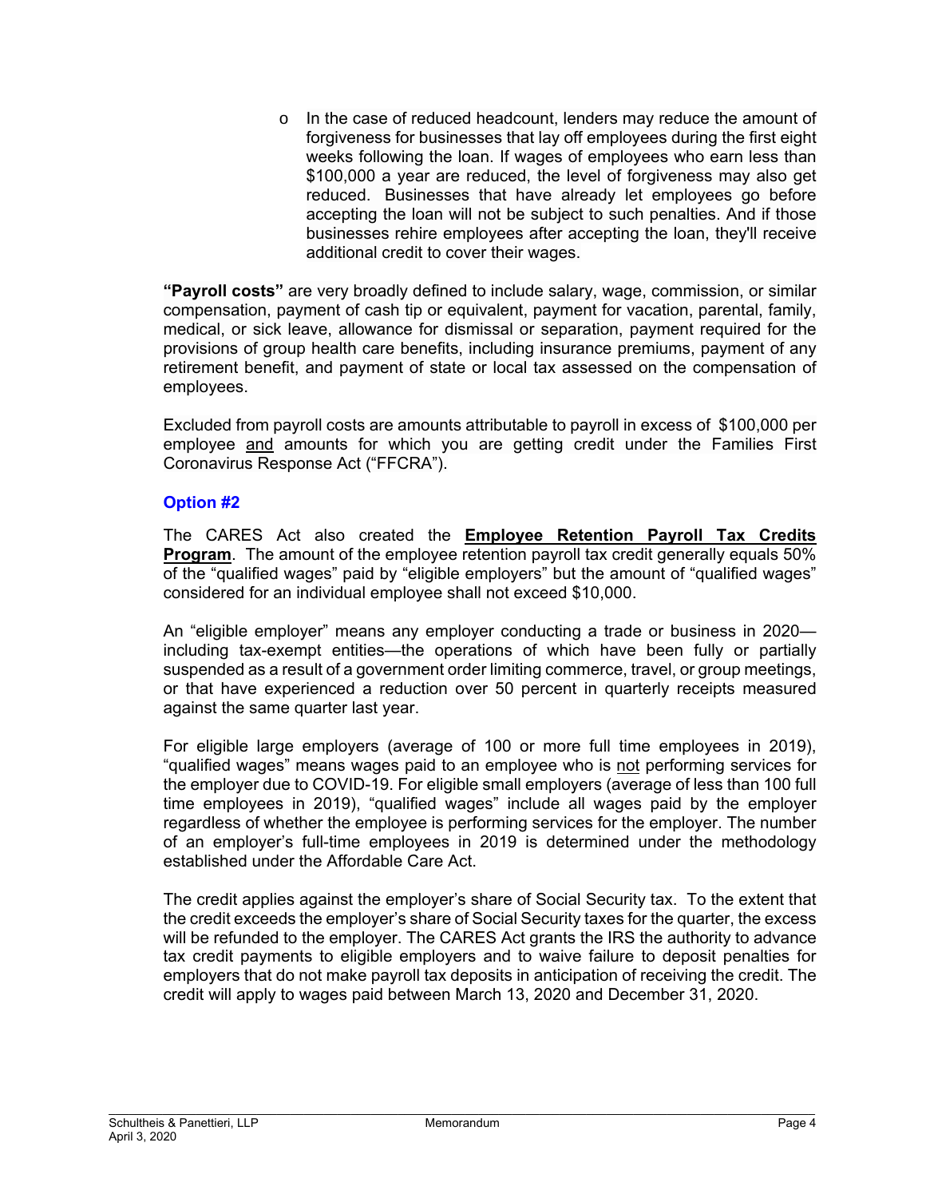- In the case of reduced headcount, lenders may reduce the amount of forgiveness for businesses that lay off employees during the first eight weeks following the loan. If wages of employees who earn less than $100,000 a year are reduced, the level of forgiveness may also get reduced. Businesses that have already let employees go before accepting the loan will not be subject to such penalties. And if those businesses rehire employees after accepting the loan, they'll receive additional credit to cover their wages.

**"Payroll costs"** are very broadly defined to include salary, wage, commission, or similar compensation, payment of cash tip or equivalent, payment for vacation, parental, family, medical, or sick leave, allowance for dismissal or separation, payment required for the provisions of group health care benefits, including insurance premiums, payment of any retirement benefit, and payment of state or local tax assessed on the compensation of employees.

Excluded from payroll costs are amounts attributable to payroll in excess of $100,000 per employee <u>and</u> amounts for which you are getting credit under the Families First Coronavirus Response Act ("FFCRA").

### Option #2

The CARES Act also created the **<u>Employee Retention Payroll Tax Credits Program</u>**. The amount of the employee retention payroll tax credit generally equals 50% of the "qualified wages" paid by "eligible employers" but the amount of "qualified wages" considered for an individual employee shall not exceed $10,000.

An "eligible employer" means any employer conducting a trade or business in 2020—including tax-exempt entities—the operations of which have been fully or partially suspended as a result of a government order limiting commerce, travel, or group meetings, or that have experienced a reduction over 50 percent in quarterly receipts measured against the same quarter last year.

For eligible large employers (average of 100 or more full time employees in 2019), "qualified wages" means wages paid to an employee who is <u>not</u> performing services for the employer due to COVID-19. For eligible small employers (average of less than 100 full time employees in 2019), "qualified wages" include all wages paid by the employer regardless of whether the employee is performing services for the employer. The number of an employer's full-time employees in 2019 is determined under the methodology established under the Affordable Care Act.

The credit applies against the employer's share of Social Security tax. To the extent that the credit exceeds the employer's share of Social Security taxes for the quarter, the excess will be refunded to the employer. The CARES Act grants the IRS the authority to advance tax credit payments to eligible employers and to waive failure to deposit penalties for employers that do not make payroll tax deposits in anticipation of receiving the credit. The credit will apply to wages paid between March 13, 2020 and December 31, 2020.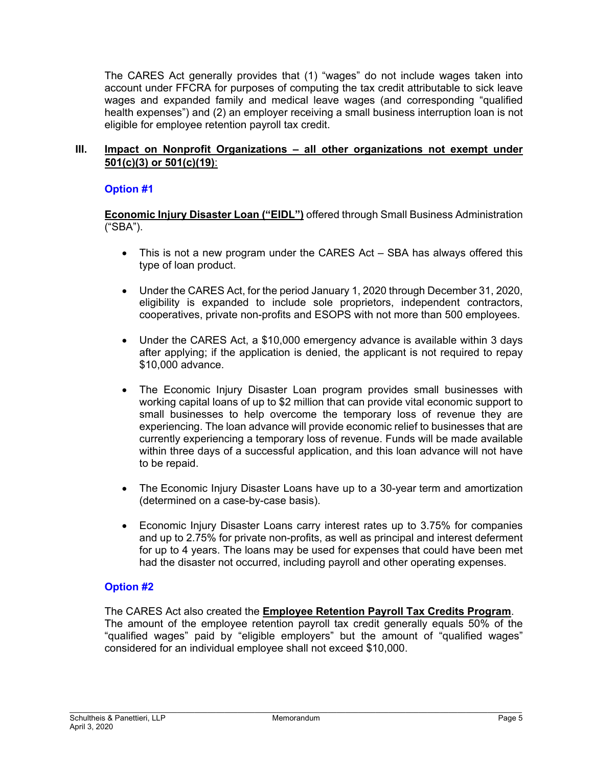The CARES Act generally provides that (1) "wages" do not include wages taken into account under FFCRA for purposes of computing the tax credit attributable to sick leave wages and expanded family and medical leave wages (and corresponding "qualified health expenses") and (2) an employer receiving a small business interruption loan is not eligible for employee retention payroll tax credit.

## III. <u>Impact on Nonprofit Organizations – all other organizations not exempt under 501(c)(3) or 501(c)(19)</u>:

### Option #1

**<u>Economic Injury Disaster Loan ("EIDL")</u>** offered through Small Business Administration ("SBA").

- This is not a new program under the CARES Act – SBA has always offered this type of loan product.
- Under the CARES Act, for the period January 1, 2020 through December 31, 2020, eligibility is expanded to include sole proprietors, independent contractors, cooperatives, private non-profits and ESOPS with not more than 500 employees.
- Under the CARES Act, a $10,000 emergency advance is available within 3 days after applying; if the application is denied, the applicant is not required to repay $10,000 advance.
- The Economic Injury Disaster Loan program provides small businesses with working capital loans of up to $2 million that can provide vital economic support to small businesses to help overcome the temporary loss of revenue they are experiencing. The loan advance will provide economic relief to businesses that are currently experiencing a temporary loss of revenue. Funds will be made available within three days of a successful application, and this loan advance will not have to be repaid.
- The Economic Injury Disaster Loans have up to a 30-year term and amortization (determined on a case-by-case basis).
- Economic Injury Disaster Loans carry interest rates up to 3.75% for companies and up to 2.75% for private non-profits, as well as principal and interest deferment for up to 4 years. The loans may be used for expenses that could have been met had the disaster not occurred, including payroll and other operating expenses.

### Option #2

The CARES Act also created the **<u>Employee Retention Payroll Tax Credits Program</u>**. The amount of the employee retention payroll tax credit generally equals 50% of the "qualified wages" paid by "eligible employers" but the amount of "qualified wages" considered for an individual employee shall not exceed $10,000.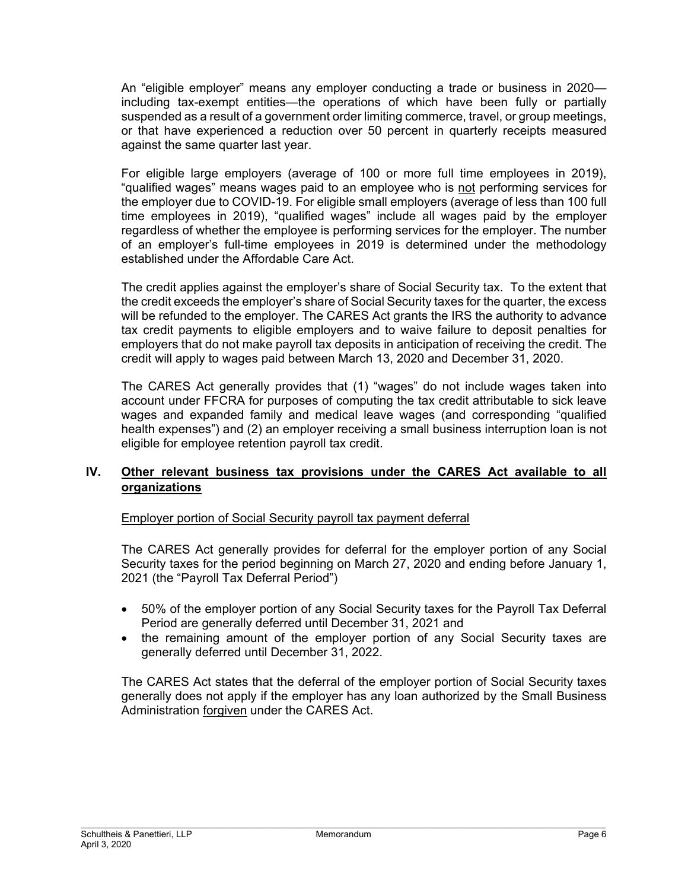An "eligible employer" means any employer conducting a trade or business in 2020—including tax-exempt entities—the operations of which have been fully or partially suspended as a result of a government order limiting commerce, travel, or group meetings, or that have experienced a reduction over 50 percent in quarterly receipts measured against the same quarter last year.

For eligible large employers (average of 100 or more full time employees in 2019), "qualified wages" means wages paid to an employee who is not performing services for the employer due to COVID-19. For eligible small employers (average of less than 100 full time employees in 2019), "qualified wages" include all wages paid by the employer regardless of whether the employee is performing services for the employer. The number of an employer's full-time employees in 2019 is determined under the methodology established under the Affordable Care Act.

The credit applies against the employer's share of Social Security tax. To the extent that the credit exceeds the employer's share of Social Security taxes for the quarter, the excess will be refunded to the employer. The CARES Act grants the IRS the authority to advance tax credit payments to eligible employers and to waive failure to deposit penalties for employers that do not make payroll tax deposits in anticipation of receiving the credit. The credit will apply to wages paid between March 13, 2020 and December 31, 2020.

The CARES Act generally provides that (1) "wages" do not include wages taken into account under FFCRA for purposes of computing the tax credit attributable to sick leave wages and expanded family and medical leave wages (and corresponding "qualified health expenses") and (2) an employer receiving a small business interruption loan is not eligible for employee retention payroll tax credit.

## IV. Other relevant business tax provisions under the CARES Act available to all organizations

Employer portion of Social Security payroll tax payment deferral

The CARES Act generally provides for deferral for the employer portion of any Social Security taxes for the period beginning on March 27, 2020 and ending before January 1, 2021 (the "Payroll Tax Deferral Period")

- 50% of the employer portion of any Social Security taxes for the Payroll Tax Deferral Period are generally deferred until December 31, 2021 and
- the remaining amount of the employer portion of any Social Security taxes are generally deferred until December 31, 2022.

The CARES Act states that the deferral of the employer portion of Social Security taxes generally does not apply if the employer has any loan authorized by the Small Business Administration forgiven under the CARES Act.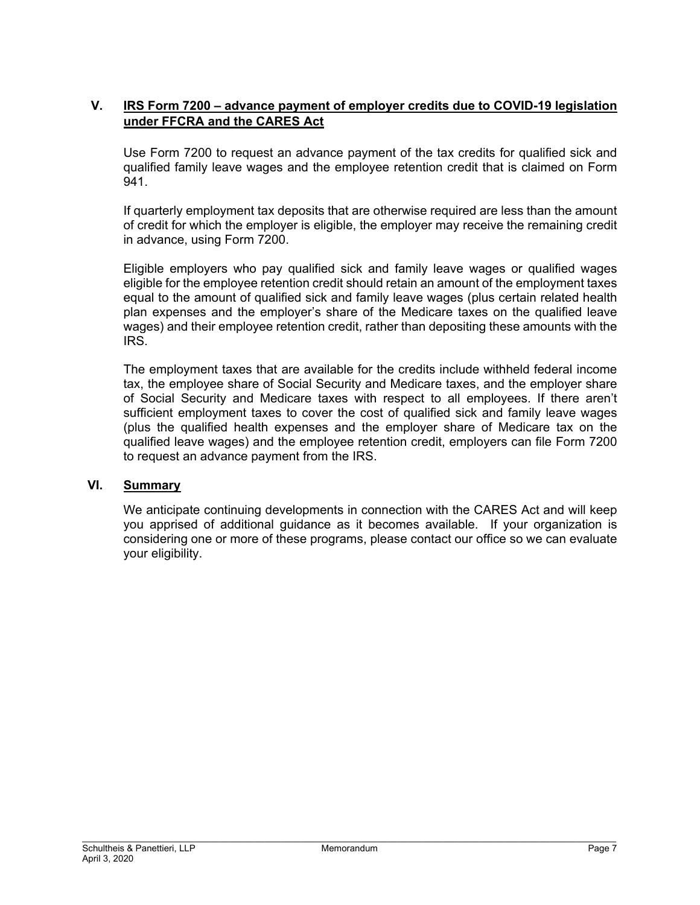## V. IRS Form 7200 – advance payment of employer credits due to COVID-19 legislation under FFCRA and the CARES Act

Use Form 7200 to request an advance payment of the tax credits for qualified sick and qualified family leave wages and the employee retention credit that is claimed on Form 941.

If quarterly employment tax deposits that are otherwise required are less than the amount of credit for which the employer is eligible, the employer may receive the remaining credit in advance, using Form 7200.

Eligible employers who pay qualified sick and family leave wages or qualified wages eligible for the employee retention credit should retain an amount of the employment taxes equal to the amount of qualified sick and family leave wages (plus certain related health plan expenses and the employer's share of the Medicare taxes on the qualified leave wages) and their employee retention credit, rather than depositing these amounts with the IRS.

The employment taxes that are available for the credits include withheld federal income tax, the employee share of Social Security and Medicare taxes, and the employer share of Social Security and Medicare taxes with respect to all employees. If there aren't sufficient employment taxes to cover the cost of qualified sick and family leave wages (plus the qualified health expenses and the employer share of Medicare tax on the qualified leave wages) and the employee retention credit, employers can file Form 7200 to request an advance payment from the IRS.

## VI. Summary

We anticipate continuing developments in connection with the CARES Act and will keep you apprised of additional guidance as it becomes available. If your organization is considering one or more of these programs, please contact our office so we can evaluate your eligibility.